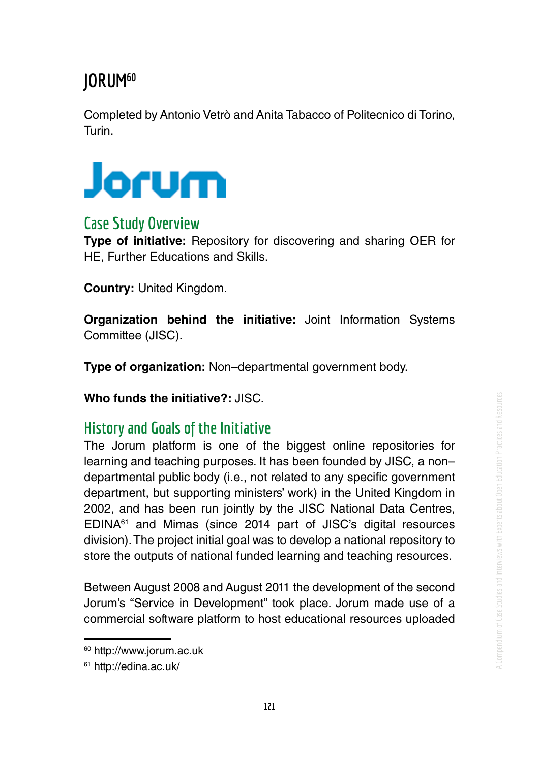# JORUM[60]

Completed by Antonio Vetrò and Anita Tabacco of Politecnico di Torino, Turin.

Jorum

## Case Study Overview

**Type of initiative:** Repository for discovering and sharing OER for HE, Further Educations and Skills.

**Country:** United Kingdom.

**Organization behind the initiative:** Joint Information Systems Committee (JISC).

**Type of organization:** Non–departmental government body.

**Who funds the initiative?:** JISC.

## History and Goals of the Initiative

The Jorum platform is one of the biggest online repositories for learning and teaching purposes. It has been founded by JISC, a non–departmental public body (i.e., not related to any specific government department, but supporting ministers' work) in the United Kingdom in 2002, and has been run jointly by the JISC National Data Centres, EDINA[61] and Mimas (since 2014 part of JISC's digital resources division). The project initial goal was to develop a national repository to store the outputs of national funded learning and teaching resources.

Between August 2008 and August 2011 the development of the second Jorum's "Service in Development" took place. Jorum made use of a commercial software platform to host educational resources uploaded

[60] http://www.jorum.ac.uk

[61] http://edina.ac.uk/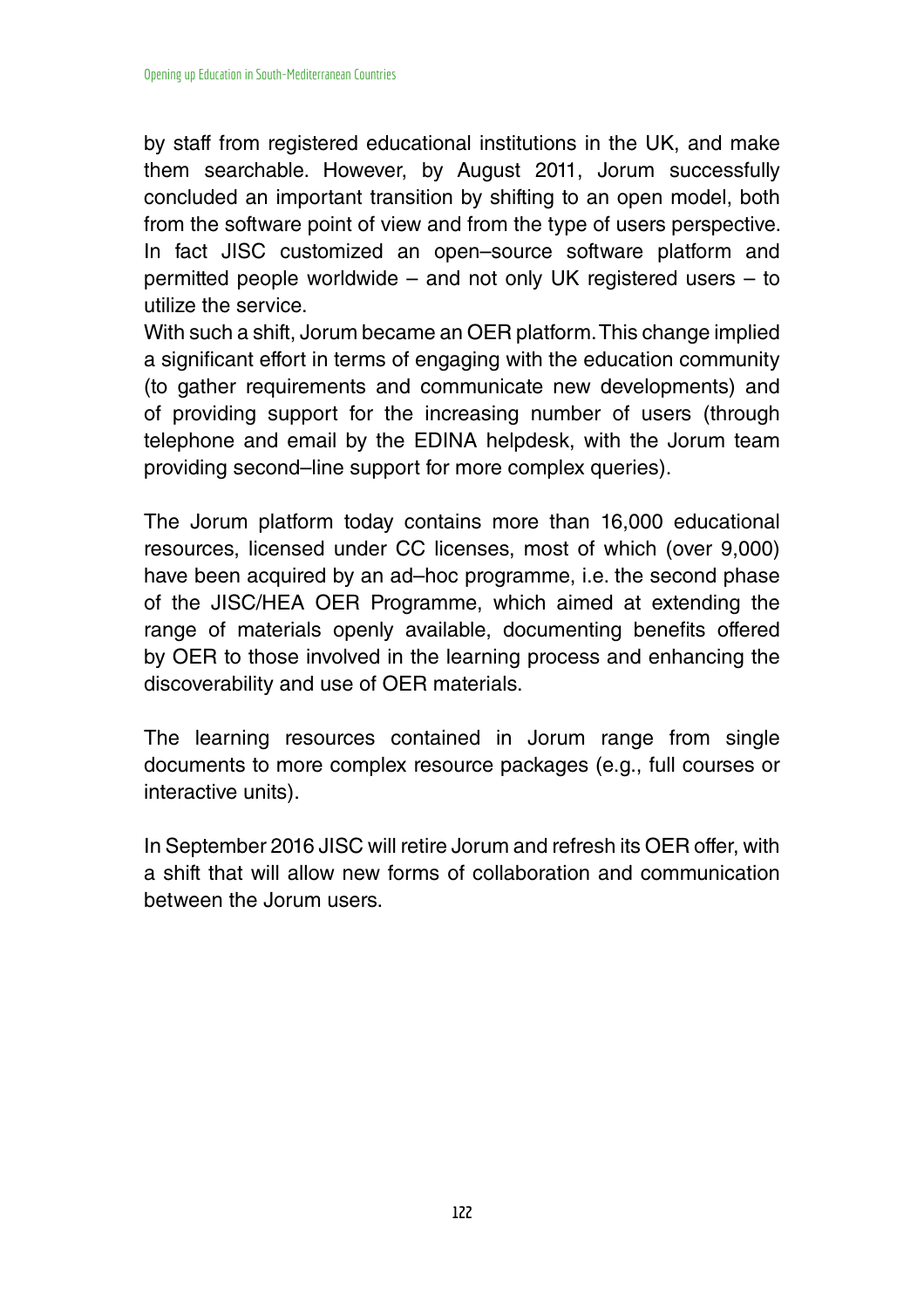by staff from registered educational institutions in the UK, and make them searchable. However, by August 2011, Jorum successfully concluded an important transition by shifting to an open model, both from the software point of view and from the type of users perspective. In fact JISC customized an open–source software platform and permitted people worldwide – and not only UK registered users – to utilize the service.

With such a shift, Jorum became an OER platform. This change implied a significant effort in terms of engaging with the education community (to gather requirements and communicate new developments) and of providing support for the increasing number of users (through telephone and email by the EDINA helpdesk, with the Jorum team providing second–line support for more complex queries).

The Jorum platform today contains more than 16,000 educational resources, licensed under CC licenses, most of which (over 9,000) have been acquired by an ad–hoc programme, i.e. the second phase of the JISC/HEA OER Programme, which aimed at extending the range of materials openly available, documenting benefits offered by OER to those involved in the learning process and enhancing the discoverability and use of OER materials.

The learning resources contained in Jorum range from single documents to more complex resource packages (e.g., full courses or interactive units).

In September 2016 JISC will retire Jorum and refresh its OER offer, with a shift that will allow new forms of collaboration and communication between the Jorum users.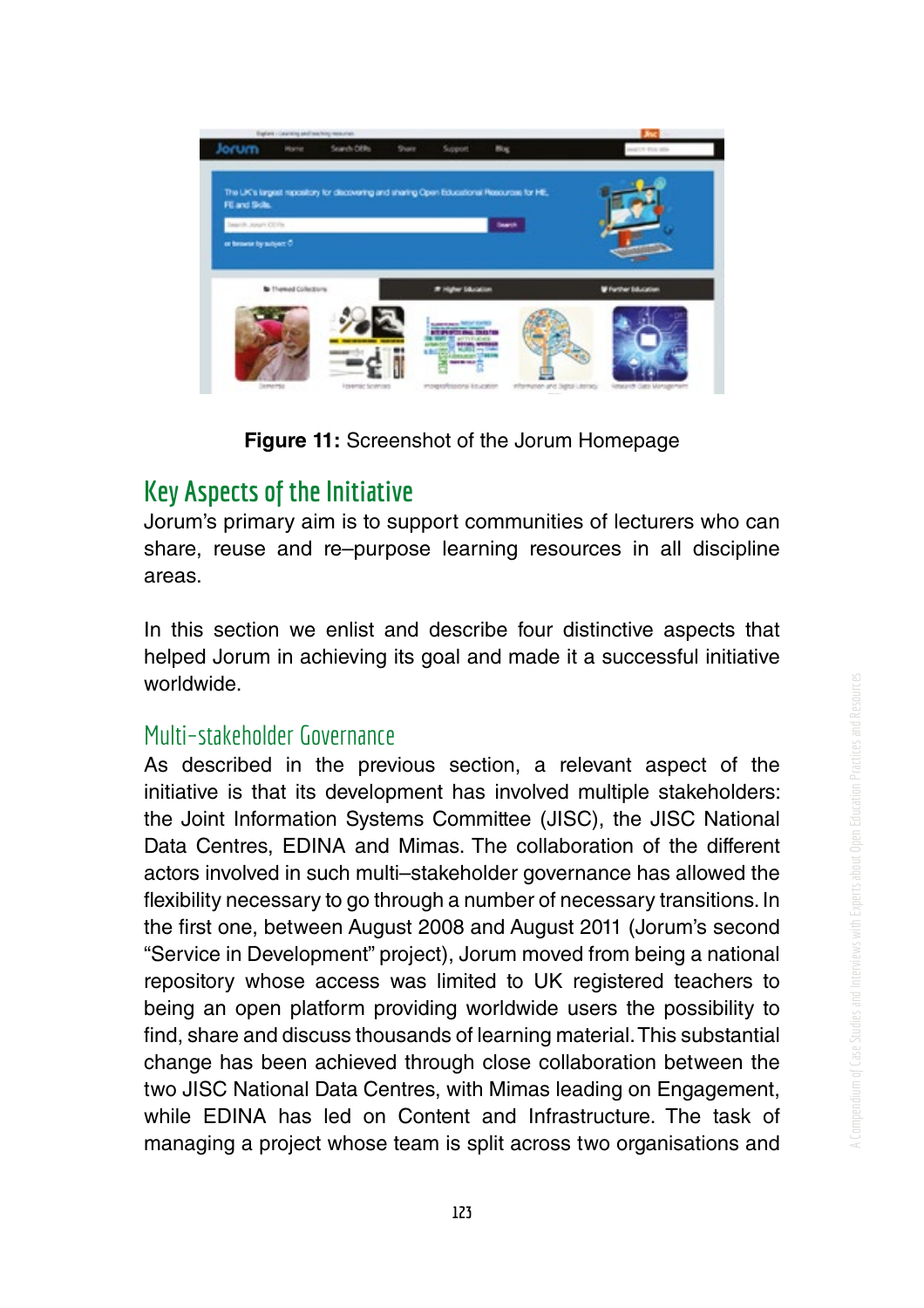**Figure 11:** Screenshot of the Jorum Homepage

## Key Aspects of the Initiative

Jorum's primary aim is to support communities of lecturers who can share, reuse and re–purpose learning resources in all discipline areas.

In this section we enlist and describe four distinctive aspects that helped Jorum in achieving its goal and made it a successful initiative worldwide.

### Multi-stakeholder Governance

As described in the previous section, a relevant aspect of the initiative is that its development has involved multiple stakeholders: the Joint Information Systems Committee (JISC), the JISC National Data Centres, EDINA and Mimas. The collaboration of the different actors involved in such multi–stakeholder governance has allowed the flexibility necessary to go through a number of necessary transitions. In the first one, between August 2008 and August 2011 (Jorum's second "Service in Development" project), Jorum moved from being a national repository whose access was limited to UK registered teachers to being an open platform providing worldwide users the possibility to find, share and discuss thousands of learning material. This substantial change has been achieved through close collaboration between the two JISC National Data Centres, with Mimas leading on Engagement, while EDINA has led on Content and Infrastructure. The task of managing a project whose team is split across two organisations and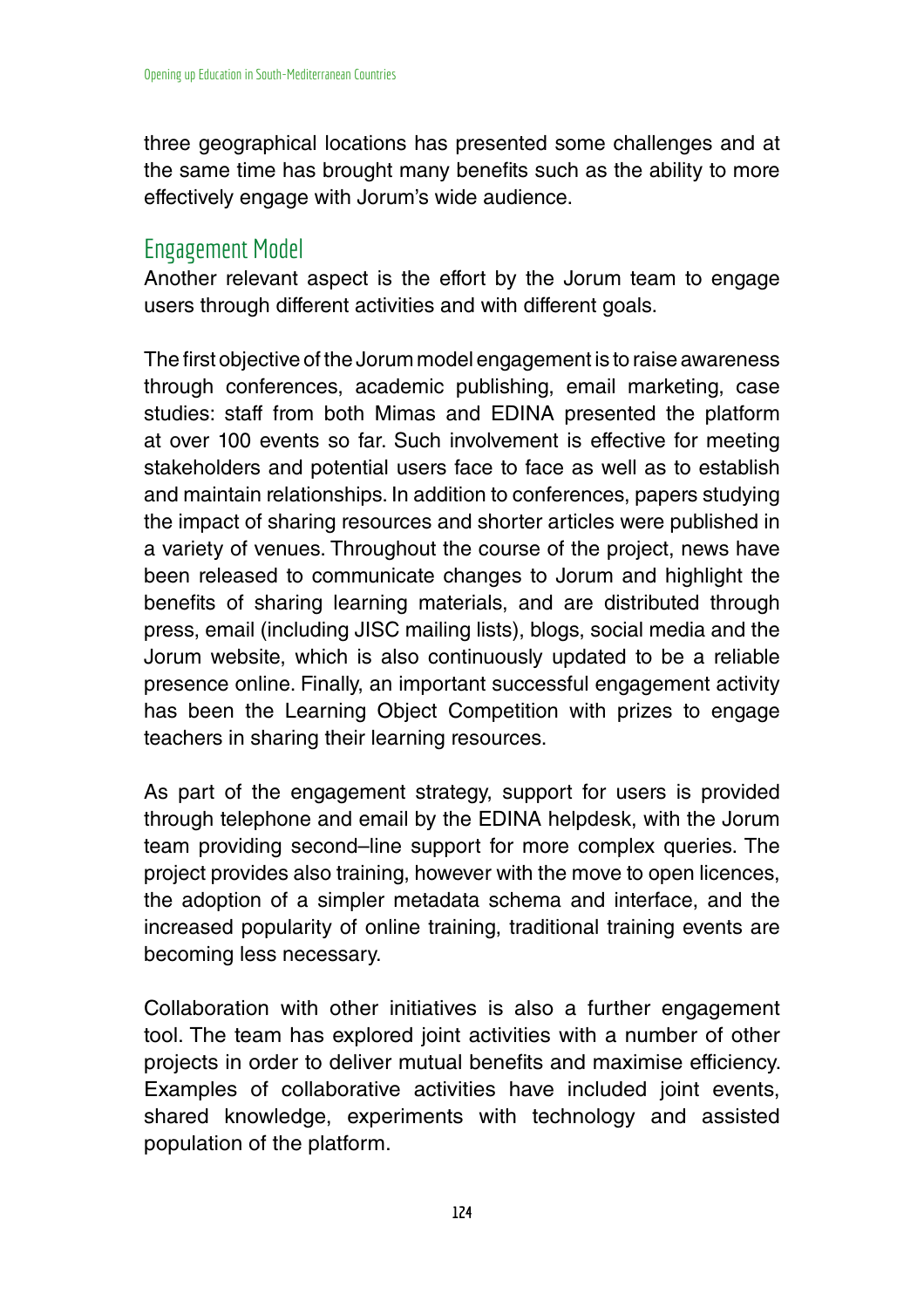three geographical locations has presented some challenges and at the same time has brought many benefits such as the ability to more effectively engage with Jorum's wide audience.

## Engagement Model

Another relevant aspect is the effort by the Jorum team to engage users through different activities and with different goals.

The first objective of the Jorum model engagement is to raise awareness through conferences, academic publishing, email marketing, case studies: staff from both Mimas and EDINA presented the platform at over 100 events so far. Such involvement is effective for meeting stakeholders and potential users face to face as well as to establish and maintain relationships. In addition to conferences, papers studying the impact of sharing resources and shorter articles were published in a variety of venues. Throughout the course of the project, news have been released to communicate changes to Jorum and highlight the benefits of sharing learning materials, and are distributed through press, email (including JISC mailing lists), blogs, social media and the Jorum website, which is also continuously updated to be a reliable presence online. Finally, an important successful engagement activity has been the Learning Object Competition with prizes to engage teachers in sharing their learning resources.

As part of the engagement strategy, support for users is provided through telephone and email by the EDINA helpdesk, with the Jorum team providing second–line support for more complex queries. The project provides also training, however with the move to open licences, the adoption of a simpler metadata schema and interface, and the increased popularity of online training, traditional training events are becoming less necessary.

Collaboration with other initiatives is also a further engagement tool. The team has explored joint activities with a number of other projects in order to deliver mutual benefits and maximise efficiency. Examples of collaborative activities have included joint events, shared knowledge, experiments with technology and assisted population of the platform.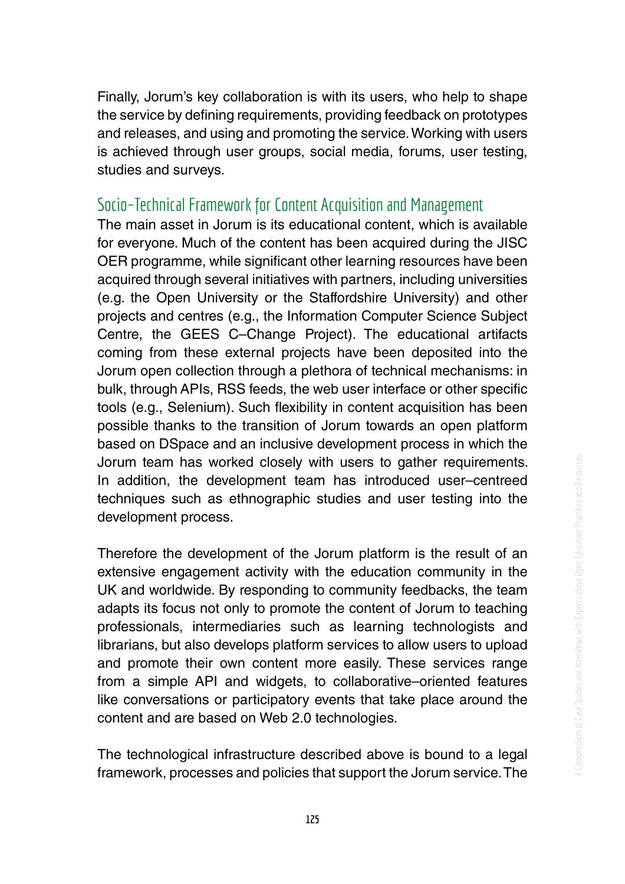Finally, Jorum's key collaboration is with its users, who help to shape the service by defining requirements, providing feedback on prototypes and releases, and using and promoting the service. Working with users is achieved through user groups, social media, forums, user testing, studies and surveys.

## Socio-Technical Framework for Content Acquisition and Management

The main asset in Jorum is its educational content, which is available for everyone. Much of the content has been acquired during the JISC OER programme, while significant other learning resources have been acquired through several initiatives with partners, including universities (e.g. the Open University or the Staffordshire University) and other projects and centres (e.g., the Information Computer Science Subject Centre, the GEES C–Change Project). The educational artifacts coming from these external projects have been deposited into the Jorum open collection through a plethora of technical mechanisms: in bulk, through APIs, RSS feeds, the web user interface or other specific tools (e.g., Selenium). Such flexibility in content acquisition has been possible thanks to the transition of Jorum towards an open platform based on DSpace and an inclusive development process in which the Jorum team has worked closely with users to gather requirements. In addition, the development team has introduced user–centreed techniques such as ethnographic studies and user testing into the development process.

Therefore the development of the Jorum platform is the result of an extensive engagement activity with the education community in the UK and worldwide. By responding to community feedbacks, the team adapts its focus not only to promote the content of Jorum to teaching professionals, intermediaries such as learning technologists and librarians, but also develops platform services to allow users to upload and promote their own content more easily. These services range from a simple API and widgets, to collaborative–oriented features like conversations or participatory events that take place around the content and are based on Web 2.0 technologies.

The technological infrastructure described above is bound to a legal framework, processes and policies that support the Jorum service. The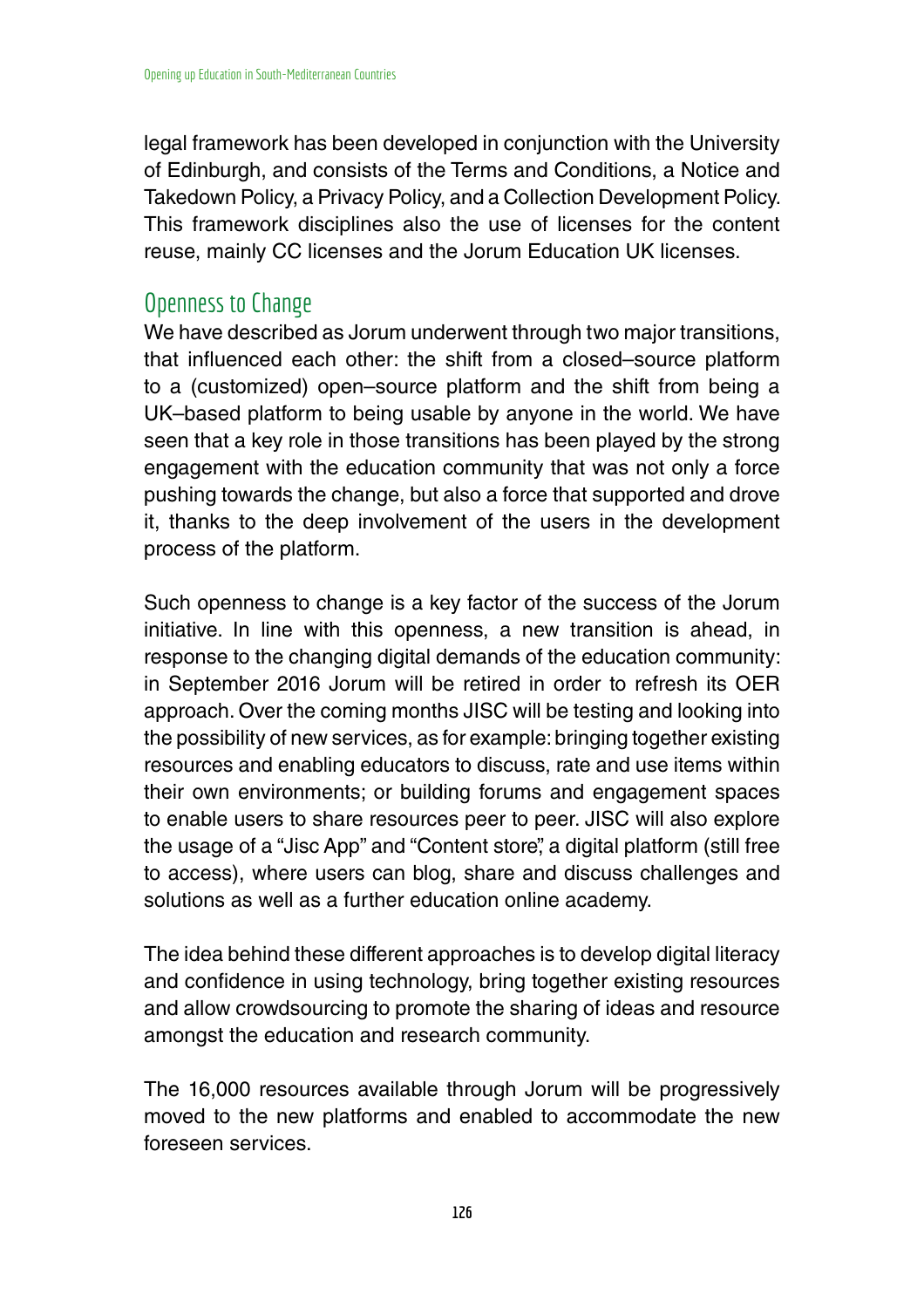legal framework has been developed in conjunction with the University of Edinburgh, and consists of the Terms and Conditions, a Notice and Takedown Policy, a Privacy Policy, and a Collection Development Policy. This framework disciplines also the use of licenses for the content reuse, mainly CC licenses and the Jorum Education UK licenses.

## Openness to Change

We have described as Jorum underwent through two major transitions, that influenced each other: the shift from a closed–source platform to a (customized) open–source platform and the shift from being a UK–based platform to being usable by anyone in the world. We have seen that a key role in those transitions has been played by the strong engagement with the education community that was not only a force pushing towards the change, but also a force that supported and drove it, thanks to the deep involvement of the users in the development process of the platform.

Such openness to change is a key factor of the success of the Jorum initiative. In line with this openness, a new transition is ahead, in response to the changing digital demands of the education community: in September 2016 Jorum will be retired in order to refresh its OER approach. Over the coming months JISC will be testing and looking into the possibility of new services, as for example: bringing together existing resources and enabling educators to discuss, rate and use items within their own environments; or building forums and engagement spaces to enable users to share resources peer to peer. JISC will also explore the usage of a "Jisc App" and "Content store", a digital platform (still free to access), where users can blog, share and discuss challenges and solutions as well as a further education online academy.

The idea behind these different approaches is to develop digital literacy and confidence in using technology, bring together existing resources and allow crowdsourcing to promote the sharing of ideas and resource amongst the education and research community.

The 16,000 resources available through Jorum will be progressively moved to the new platforms and enabled to accommodate the new foreseen services.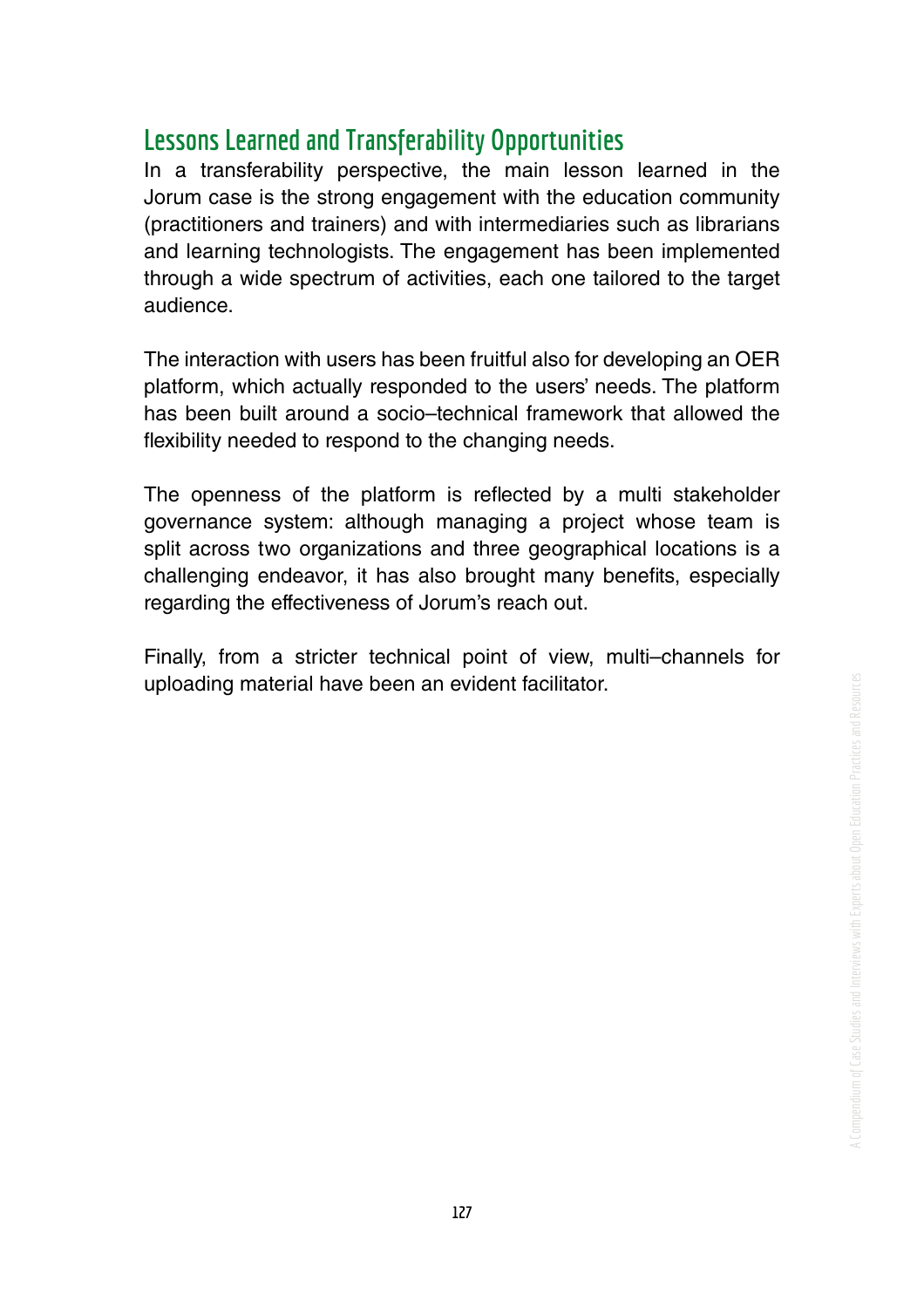## Lessons Learned and Transferability Opportunities

In a transferability perspective, the main lesson learned in the Jorum case is the strong engagement with the education community (practitioners and trainers) and with intermediaries such as librarians and learning technologists. The engagement has been implemented through a wide spectrum of activities, each one tailored to the target audience.

The interaction with users has been fruitful also for developing an OER platform, which actually responded to the users' needs. The platform has been built around a socio–technical framework that allowed the flexibility needed to respond to the changing needs.

The openness of the platform is reflected by a multi stakeholder governance system: although managing a project whose team is split across two organizations and three geographical locations is a challenging endeavor, it has also brought many benefits, especially regarding the effectiveness of Jorum's reach out.

Finally, from a stricter technical point of view, multi–channels for uploading material have been an evident facilitator.